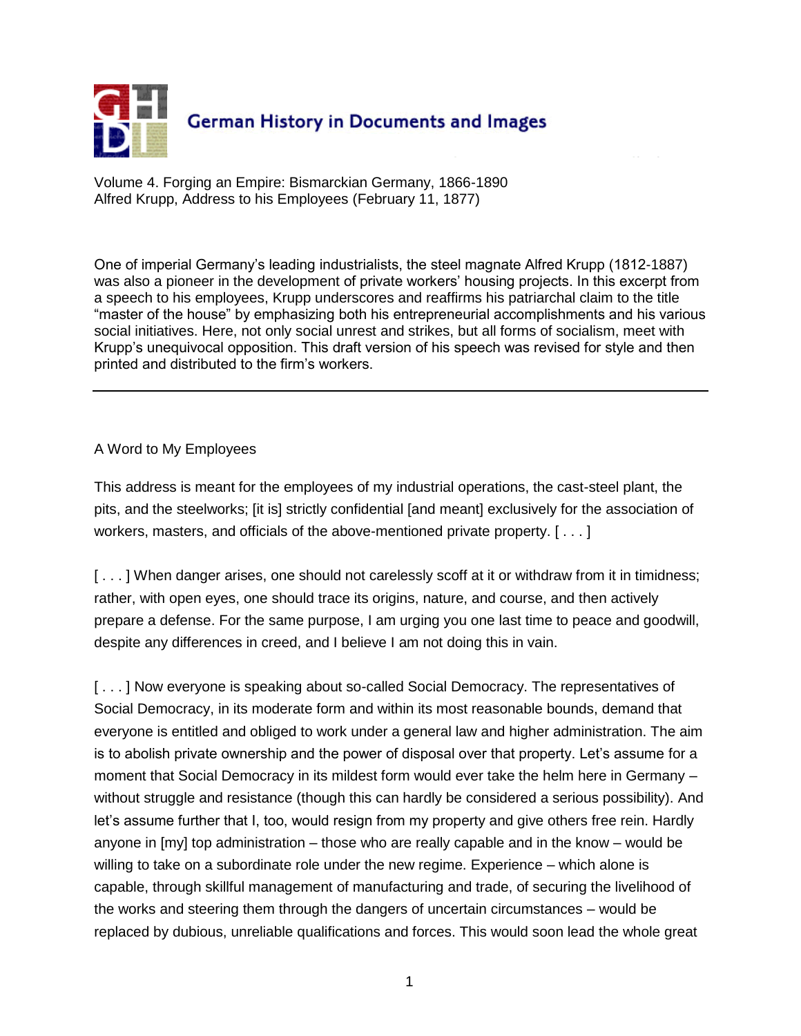German History in Documents and Images

Volume 4. Forging an Empire: Bismarckian Germany, 1866-1890
Alfred Krupp, Address to his Employees (February 11, 1877)

One of imperial Germany's leading industrialists, the steel magnate Alfred Krupp (1812-1887) was also a pioneer in the development of private workers' housing projects. In this excerpt from a speech to his employees, Krupp underscores and reaffirms his patriarchal claim to the title "master of the house" by emphasizing both his entrepreneurial accomplishments and his various social initiatives. Here, not only social unrest and strikes, but all forms of socialism, meet with Krupp's unequivocal opposition. This draft version of his speech was revised for style and then printed and distributed to the firm's workers.

---

A Word to My Employees

This address is meant for the employees of my industrial operations, the cast-steel plant, the pits, and the steelworks; [it is] strictly confidential [and meant] exclusively for the association of workers, masters, and officials of the above-mentioned private property. [ . . . ]

[ . . . ] When danger arises, one should not carelessly scoff at it or withdraw from it in timidness; rather, with open eyes, one should trace its origins, nature, and course, and then actively prepare a defense. For the same purpose, I am urging you one last time to peace and goodwill, despite any differences in creed, and I believe I am not doing this in vain.

[ . . . ] Now everyone is speaking about so-called Social Democracy. The representatives of Social Democracy, in its moderate form and within its most reasonable bounds, demand that everyone is entitled and obliged to work under a general law and higher administration. The aim is to abolish private ownership and the power of disposal over that property. Let's assume for a moment that Social Democracy in its mildest form would ever take the helm here in Germany – without struggle and resistance (though this can hardly be considered a serious possibility). And let's assume further that I, too, would resign from my property and give others free rein. Hardly anyone in [my] top administration – those who are really capable and in the know – would be willing to take on a subordinate role under the new regime. Experience – which alone is capable, through skillful management of manufacturing and trade, of securing the livelihood of the works and steering them through the dangers of uncertain circumstances – would be replaced by dubious, unreliable qualifications and forces. This would soon lead the whole great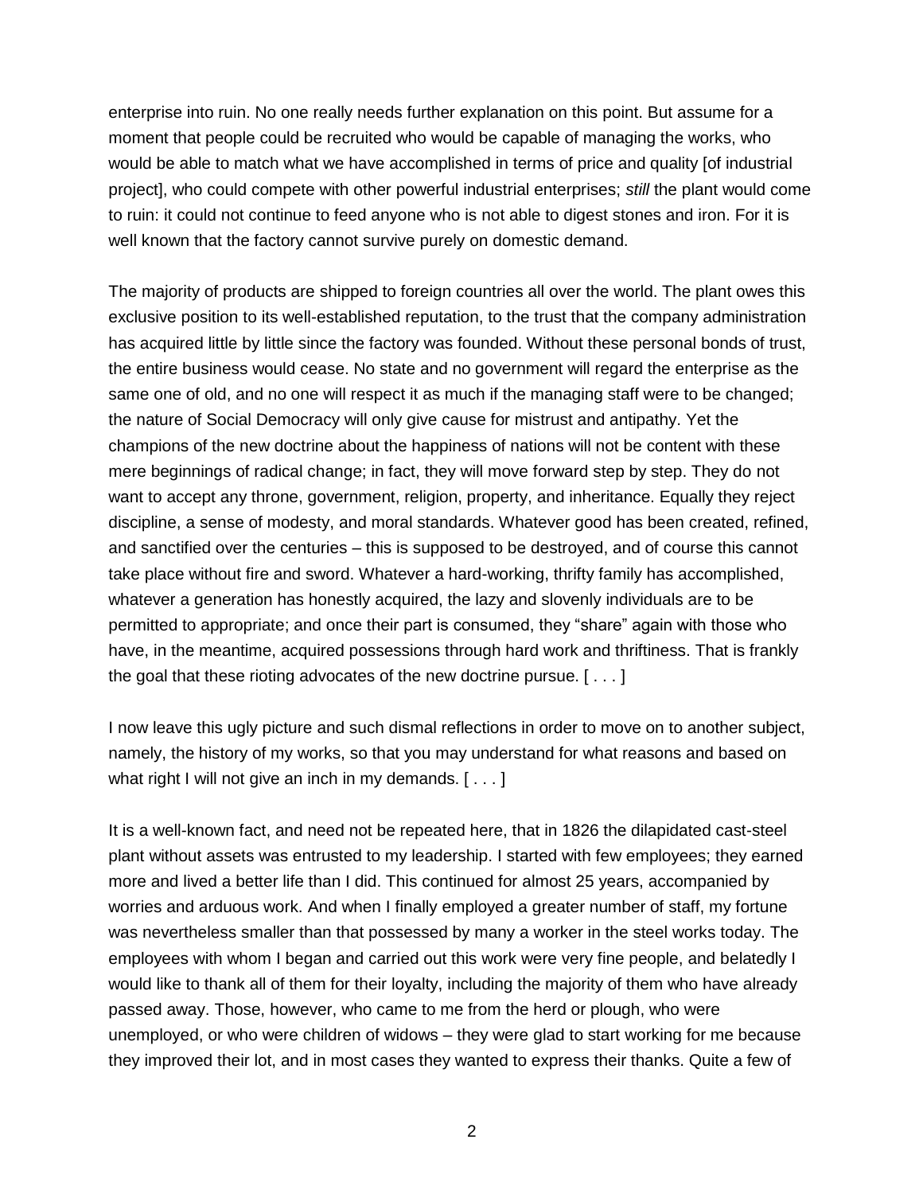enterprise into ruin. No one really needs further explanation on this point. But assume for a moment that people could be recruited who would be capable of managing the works, who would be able to match what we have accomplished in terms of price and quality [of industrial project], who could compete with other powerful industrial enterprises; *still* the plant would come to ruin: it could not continue to feed anyone who is not able to digest stones and iron. For it is well known that the factory cannot survive purely on domestic demand.

The majority of products are shipped to foreign countries all over the world. The plant owes this exclusive position to its well-established reputation, to the trust that the company administration has acquired little by little since the factory was founded. Without these personal bonds of trust, the entire business would cease. No state and no government will regard the enterprise as the same one of old, and no one will respect it as much if the managing staff were to be changed; the nature of Social Democracy will only give cause for mistrust and antipathy. Yet the champions of the new doctrine about the happiness of nations will not be content with these mere beginnings of radical change; in fact, they will move forward step by step. They do not want to accept any throne, government, religion, property, and inheritance. Equally they reject discipline, a sense of modesty, and moral standards. Whatever good has been created, refined, and sanctified over the centuries – this is supposed to be destroyed, and of course this cannot take place without fire and sword. Whatever a hard-working, thrifty family has accomplished, whatever a generation has honestly acquired, the lazy and slovenly individuals are to be permitted to appropriate; and once their part is consumed, they "share" again with those who have, in the meantime, acquired possessions through hard work and thriftiness. That is frankly the goal that these rioting advocates of the new doctrine pursue. [ . . . ]

I now leave this ugly picture and such dismal reflections in order to move on to another subject, namely, the history of my works, so that you may understand for what reasons and based on what right I will not give an inch in my demands. [ . . . ]

It is a well-known fact, and need not be repeated here, that in 1826 the dilapidated cast-steel plant without assets was entrusted to my leadership. I started with few employees; they earned more and lived a better life than I did. This continued for almost 25 years, accompanied by worries and arduous work. And when I finally employed a greater number of staff, my fortune was nevertheless smaller than that possessed by many a worker in the steel works today. The employees with whom I began and carried out this work were very fine people, and belatedly I would like to thank all of them for their loyalty, including the majority of them who have already passed away. Those, however, who came to me from the herd or plough, who were unemployed, or who were children of widows – they were glad to start working for me because they improved their lot, and in most cases they wanted to express their thanks. Quite a few of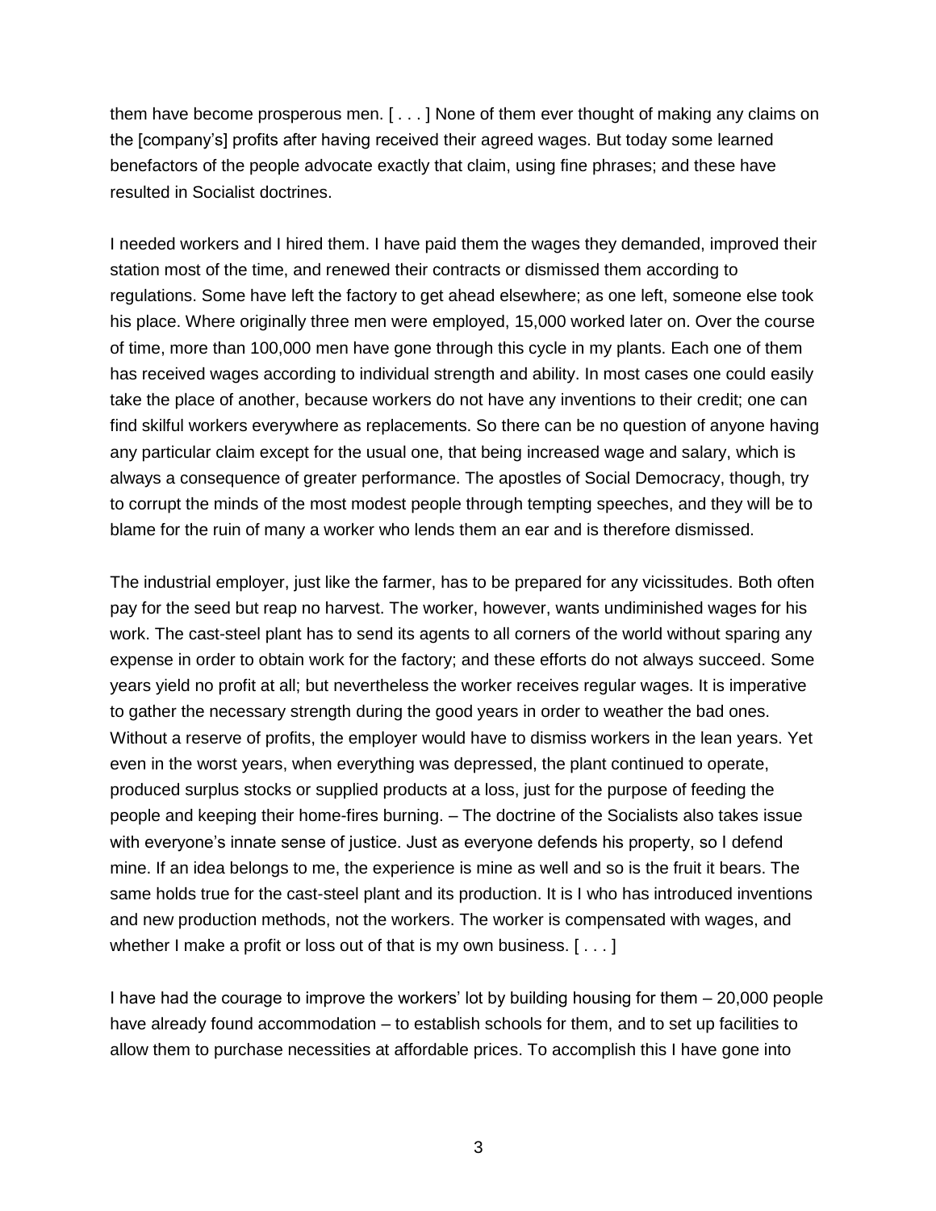them have become prosperous men. [ . . . ] None of them ever thought of making any claims on the [company's] profits after having received their agreed wages. But today some learned benefactors of the people advocate exactly that claim, using fine phrases; and these have resulted in Socialist doctrines.

I needed workers and I hired them. I have paid them the wages they demanded, improved their station most of the time, and renewed their contracts or dismissed them according to regulations. Some have left the factory to get ahead elsewhere; as one left, someone else took his place. Where originally three men were employed, 15,000 worked later on. Over the course of time, more than 100,000 men have gone through this cycle in my plants. Each one of them has received wages according to individual strength and ability. In most cases one could easily take the place of another, because workers do not have any inventions to their credit; one can find skilful workers everywhere as replacements. So there can be no question of anyone having any particular claim except for the usual one, that being increased wage and salary, which is always a consequence of greater performance. The apostles of Social Democracy, though, try to corrupt the minds of the most modest people through tempting speeches, and they will be to blame for the ruin of many a worker who lends them an ear and is therefore dismissed.

The industrial employer, just like the farmer, has to be prepared for any vicissitudes. Both often pay for the seed but reap no harvest. The worker, however, wants undiminished wages for his work. The cast-steel plant has to send its agents to all corners of the world without sparing any expense in order to obtain work for the factory; and these efforts do not always succeed. Some years yield no profit at all; but nevertheless the worker receives regular wages. It is imperative to gather the necessary strength during the good years in order to weather the bad ones. Without a reserve of profits, the employer would have to dismiss workers in the lean years. Yet even in the worst years, when everything was depressed, the plant continued to operate, produced surplus stocks or supplied products at a loss, just for the purpose of feeding the people and keeping their home-fires burning. – The doctrine of the Socialists also takes issue with everyone's innate sense of justice. Just as everyone defends his property, so I defend mine. If an idea belongs to me, the experience is mine as well and so is the fruit it bears. The same holds true for the cast-steel plant and its production. It is I who has introduced inventions and new production methods, not the workers. The worker is compensated with wages, and whether I make a profit or loss out of that is my own business. [ . . . ]

I have had the courage to improve the workers' lot by building housing for them – 20,000 people have already found accommodation – to establish schools for them, and to set up facilities to allow them to purchase necessities at affordable prices. To accomplish this I have gone into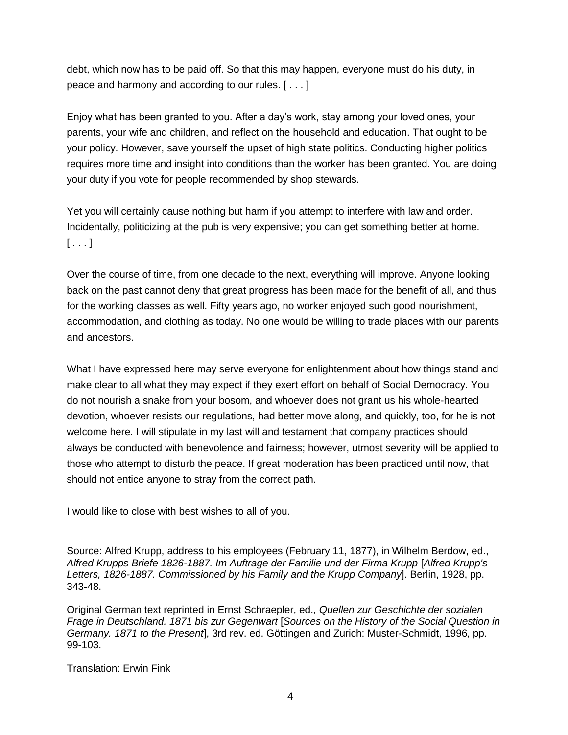debt, which now has to be paid off. So that this may happen, everyone must do his duty, in peace and harmony and according to our rules. [ . . . ]

Enjoy what has been granted to you. After a day's work, stay among your loved ones, your parents, your wife and children, and reflect on the household and education. That ought to be your policy. However, save yourself the upset of high state politics. Conducting higher politics requires more time and insight into conditions than the worker has been granted. You are doing your duty if you vote for people recommended by shop stewards.

Yet you will certainly cause nothing but harm if you attempt to interfere with law and order. Incidentally, politicizing at the pub is very expensive; you can get something better at home. [ . . . ]

Over the course of time, from one decade to the next, everything will improve. Anyone looking back on the past cannot deny that great progress has been made for the benefit of all, and thus for the working classes as well. Fifty years ago, no worker enjoyed such good nourishment, accommodation, and clothing as today. No one would be willing to trade places with our parents and ancestors.

What I have expressed here may serve everyone for enlightenment about how things stand and make clear to all what they may expect if they exert effort on behalf of Social Democracy. You do not nourish a snake from your bosom, and whoever does not grant us his whole-hearted devotion, whoever resists our regulations, had better move along, and quickly, too, for he is not welcome here. I will stipulate in my last will and testament that company practices should always be conducted with benevolence and fairness; however, utmost severity will be applied to those who attempt to disturb the peace. If great moderation has been practiced until now, that should not entice anyone to stray from the correct path.

I would like to close with best wishes to all of you.

Source: Alfred Krupp, address to his employees (February 11, 1877), in Wilhelm Berdow, ed., *Alfred Krupps Briefe 1826-1887. Im Auftrage der Familie und der Firma Krupp* [*Alfred Krupp's Letters, 1826-1887. Commissioned by his Family and the Krupp Company*]. Berlin, 1928, pp. 343-48.

Original German text reprinted in Ernst Schraepler, ed., *Quellen zur Geschichte der sozialen Frage in Deutschland. 1871 bis zur Gegenwart* [*Sources on the History of the Social Question in Germany. 1871 to the Present*], 3rd rev. ed. Göttingen and Zurich: Muster-Schmidt, 1996, pp. 99-103.

Translation: Erwin Fink